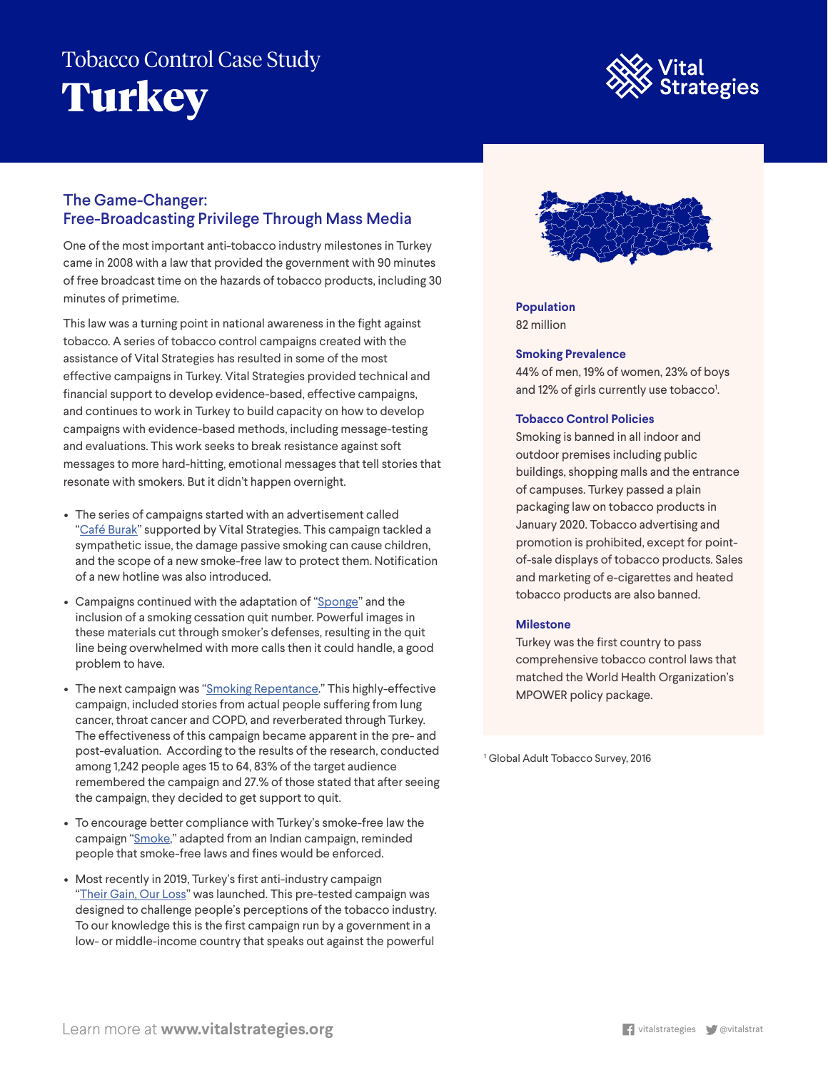Tobacco Control Case Study

# Turkey

## The Game-Changer: Free-Broadcasting Privilege Through Mass Media

One of the most important anti-tobacco industry milestones in Turkey came in 2008 with a law that provided the government with 90 minutes of free broadcast time on the hazards of tobacco products, including 30 minutes of primetime.

This law was a turning point in national awareness in the fight against tobacco. A series of tobacco control campaigns created with the assistance of Vital Strategies has resulted in some of the most effective campaigns in Turkey. Vital Strategies provided technical and financial support to develop evidence-based, effective campaigns, and continues to work in Turkey to build capacity on how to develop campaigns with evidence-based methods, including message-testing and evaluations. This work seeks to break resistance against soft messages to more hard-hitting, emotional messages that tell stories that resonate with smokers. But it didn't happen overnight.

- The series of campaigns started with an advertisement called "Café Burak" supported by Vital Strategies. This campaign tackled a sympathetic issue, the damage passive smoking can cause children, and the scope of a new smoke-free law to protect them. Notification of a new hotline was also introduced.
- Campaigns continued with the adaptation of "Sponge" and the inclusion of a smoking cessation quit number. Powerful images in these materials cut through smoker's defenses, resulting in the quit line being overwhelmed with more calls then it could handle, a good problem to have.
- The next campaign was "Smoking Repentance." This highly-effective campaign, included stories from actual people suffering from lung cancer, throat cancer and COPD, and reverberated through Turkey. The effectiveness of this campaign became apparent in the pre- and post-evaluation. According to the results of the research, conducted among 1,242 people ages 15 to 64, 83% of the target audience remembered the campaign and 27.% of those stated that after seeing the campaign, they decided to get support to quit.
- To encourage better compliance with Turkey's smoke-free law the campaign "Smoke," adapted from an Indian campaign, reminded people that smoke-free laws and fines would be enforced.
- Most recently in 2019, Turkey's first anti-industry campaign "Their Gain, Our Loss" was launched. This pre-tested campaign was designed to challenge people's perceptions of the tobacco industry. To our knowledge this is the first campaign run by a government in a low- or middle-income country that speaks out against the powerful

**Population**
82 million

**Smoking Prevalence**
44% of men, 19% of women, 23% of boys and 12% of girls currently use tobacco[1].

**Tobacco Control Policies**
Smoking is banned in all indoor and outdoor premises including public buildings, shopping malls and the entrance of campuses. Turkey passed a plain packaging law on tobacco products in January 2020. Tobacco advertising and promotion is prohibited, except for point-of-sale displays of tobacco products. Sales and marketing of e-cigarettes and heated tobacco products are also banned.

**Milestone**
Turkey was the first country to pass comprehensive tobacco control laws that matched the World Health Organization's MPOWER policy package.

[1] Global Adult Tobacco Survey, 2016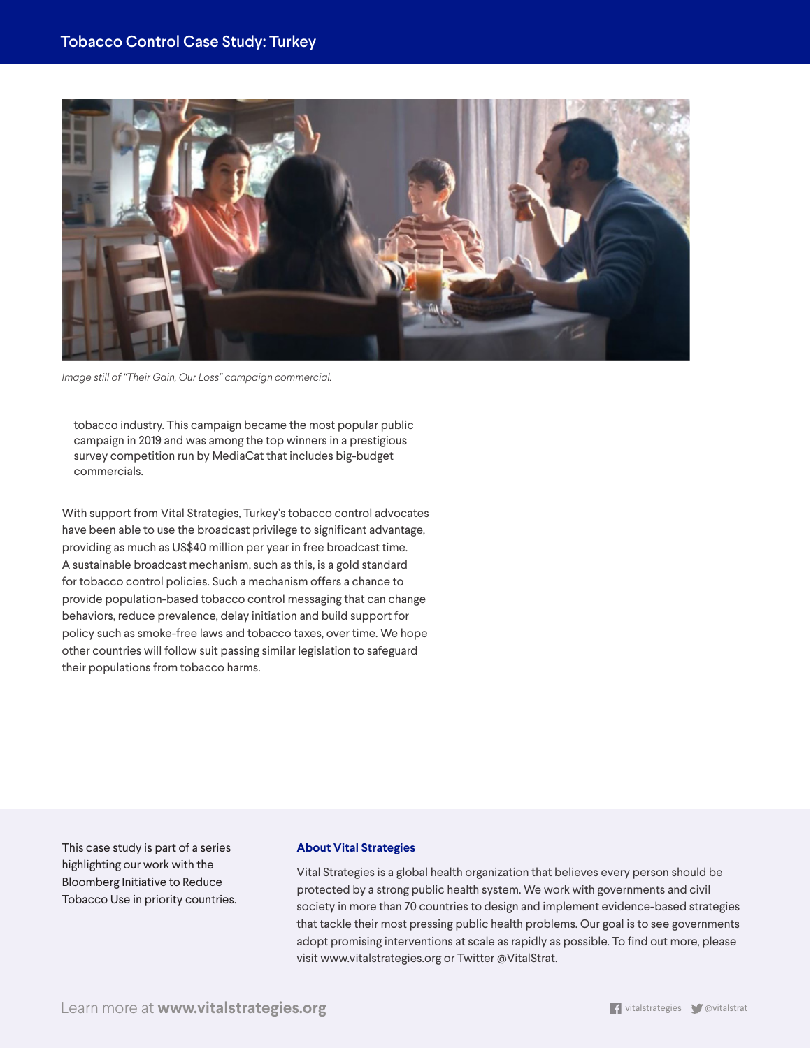*Image still of "Their Gain, Our Loss" campaign commercial.*

tobacco industry. This campaign became the most popular public campaign in 2019 and was among the top winners in a prestigious survey competition run by MediaCat that includes big-budget commercials.

With support from Vital Strategies, Turkey's tobacco control advocates have been able to use the broadcast privilege to significant advantage, providing as much as US$40 million per year in free broadcast time. A sustainable broadcast mechanism, such as this, is a gold standard for tobacco control policies. Such a mechanism offers a chance to provide population-based tobacco control messaging that can change behaviors, reduce prevalence, delay initiation and build support for policy such as smoke-free laws and tobacco taxes, over time. We hope other countries will follow suit passing similar legislation to safeguard their populations from tobacco harms.

This case study is part of a series highlighting our work with the Bloomberg Initiative to Reduce Tobacco Use in priority countries.

### About Vital Strategies

Vital Strategies is a global health organization that believes every person should be protected by a strong public health system. We work with governments and civil society in more than 70 countries to design and implement evidence-based strategies that tackle their most pressing public health problems. Our goal is to see governments adopt promising interventions at scale as rapidly as possible. To find out more, please visit www.vitalstrategies.org or Twitter @VitalStrat.

Learn more at **www.vitalstrategies.org**

vitalstrategies @vitalstrat